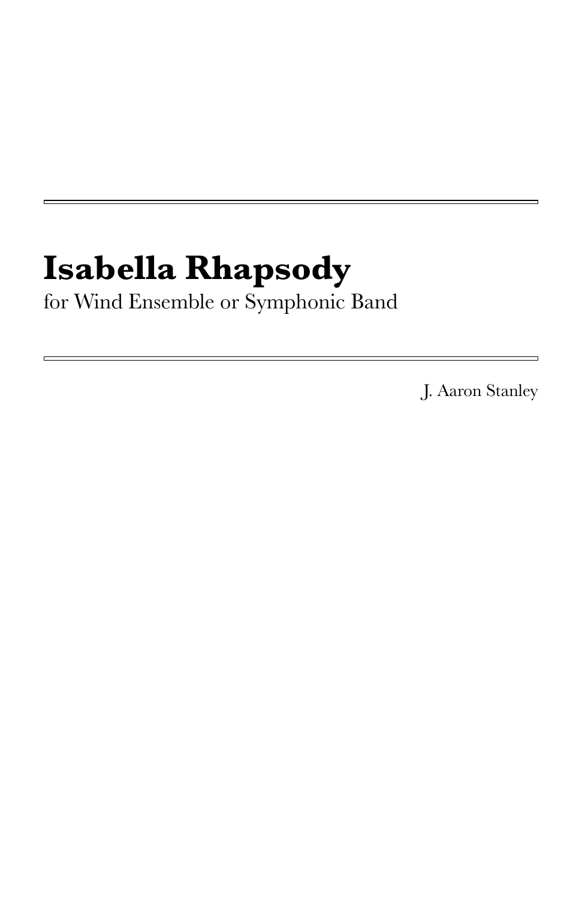# Isabella Rhapsody

for Wind Ensemble or Symphonic Band

J. Aaron Stanley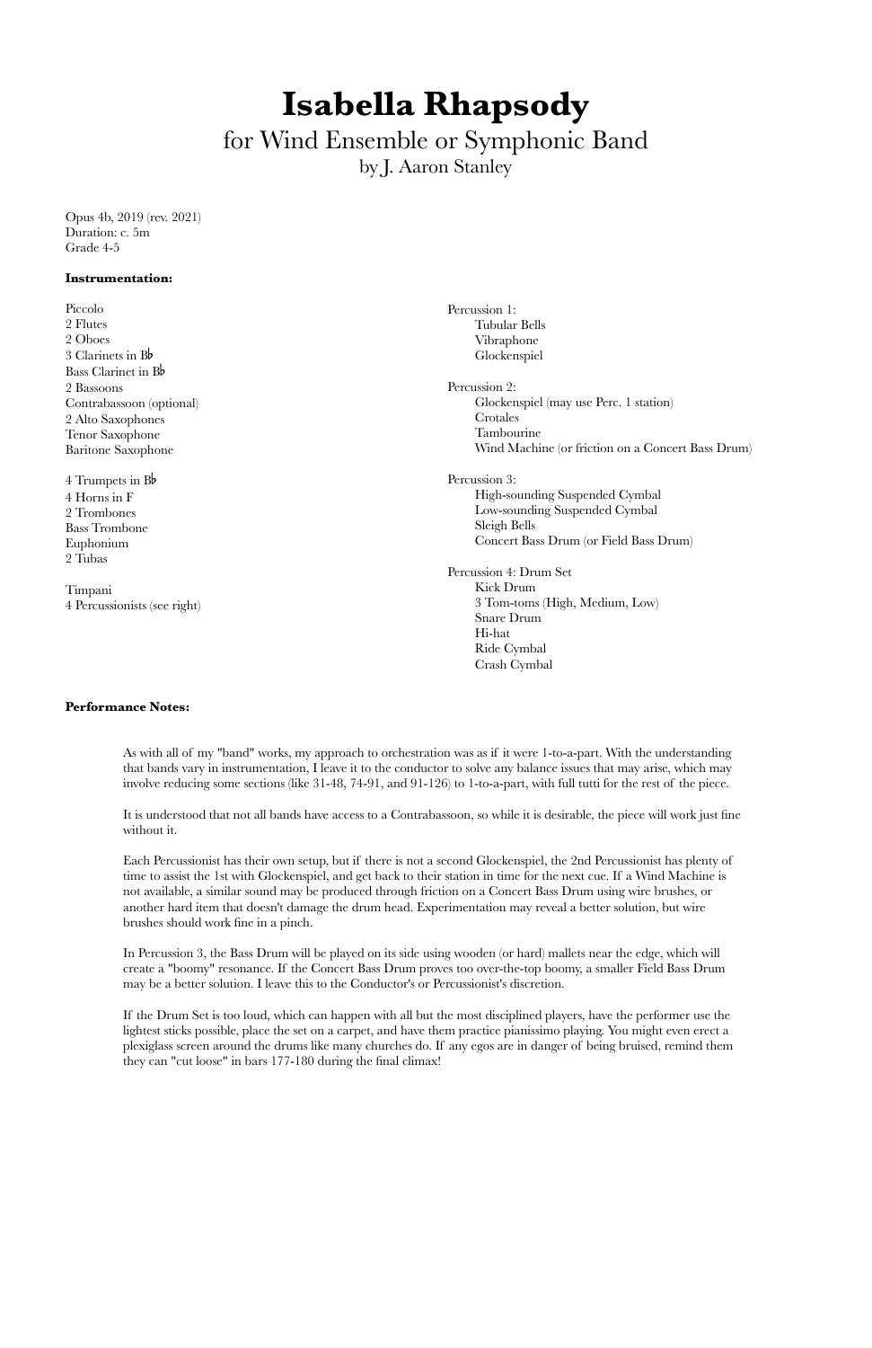# Isabella Rhapsody

## for Wind Ensemble or Symphonic Band

by J. Aaron Stanley

Opus 4b, 2019 (rev. 2021)
Duration: c. 5m
Grade 4-5

**Instrumentation:**

Piccolo
2 Flutes
2 Oboes
3 Clarinets in B♭
Bass Clarinet in B♭
2 Bassoons
Contrabassoon (optional)
2 Alto Saxophones
Tenor Saxophone
Baritone Saxophone

4 Trumpets in B♭
4 Horns in F
2 Trombones
Bass Trombone
Euphonium
2 Tubas

Timpani
4 Percussionists (see right)

Percussion 1:
- Tubular Bells
- Vibraphone
- Glockenspiel

Percussion 2:
- Glockenspiel (may use Perc. 1 station)
- Crotales
- Tambourine
- Wind Machine (or friction on a Concert Bass Drum)

Percussion 3:
- High-sounding Suspended Cymbal
- Low-sounding Suspended Cymbal
- Sleigh Bells
- Concert Bass Drum (or Field Bass Drum)

Percussion 4: Drum Set
- Kick Drum
- 3 Tom-toms (High, Medium, Low)
- Snare Drum
- Hi-hat
- Ride Cymbal
- Crash Cymbal

**Performance Notes:**

As with all of my "band" works, my approach to orchestration was as if it were 1-to-a-part. With the understanding that bands vary in instrumentation, I leave it to the conductor to solve any balance issues that may arise, which may involve reducing some sections (like 31-48, 74-91, and 91-126) to 1-to-a-part, with full tutti for the rest of the piece.

It is understood that not all bands have access to a Contrabassoon, so while it is desirable, the piece will work just fine without it.

Each Percussionist has their own setup, but if there is not a second Glockenspiel, the 2nd Percussionist has plenty of time to assist the 1st with Glockenspiel, and get back to their station in time for the next cue. If a Wind Machine is not available, a similar sound may be produced through friction on a Concert Bass Drum using wire brushes, or another hard item that doesn't damage the drum head. Experimentation may reveal a better solution, but wire brushes should work fine in a pinch.

In Percussion 3, the Bass Drum will be played on its side using wooden (or hard) mallets near the edge, which will create a "boomy" resonance. If the Concert Bass Drum proves too over-the-top boomy, a smaller Field Bass Drum may be a better solution. I leave this to the Conductor's or Percussionist's discretion.

If the Drum Set is too loud, which can happen with all but the most disciplined players, have the performer use the lightest sticks possible, place the set on a carpet, and have them practice pianissimo playing. You might even erect a plexiglass screen around the drums like many churches do. If any egos are in danger of being bruised, remind them they can "cut loose" in bars 177-180 during the final climax!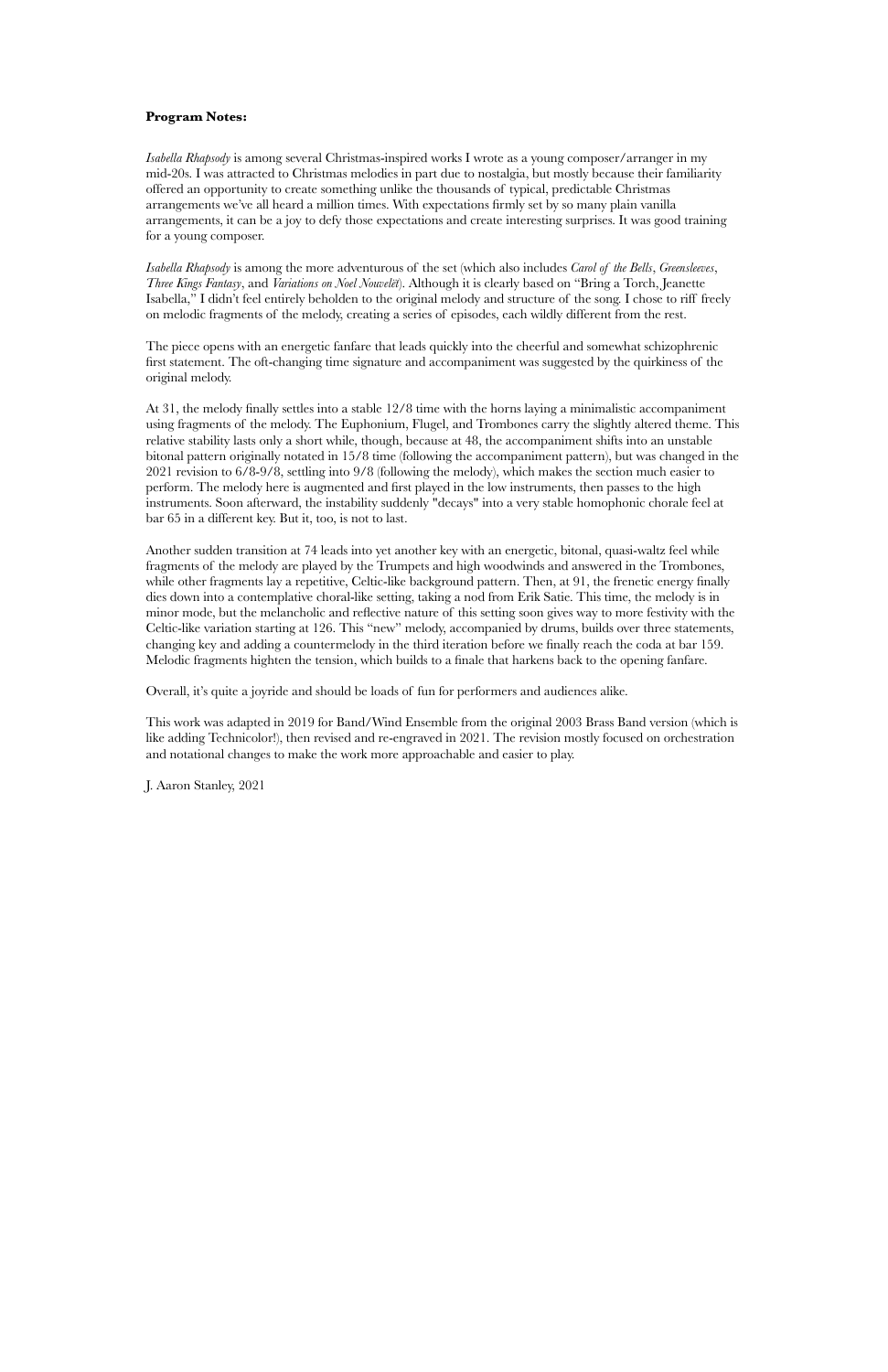**Program Notes:**

*Isabella Rhapsody* is among several Christmas-inspired works I wrote as a young composer/arranger in my mid-20s. I was attracted to Christmas melodies in part due to nostalgia, but mostly because their familiarity offered an opportunity to create something unlike the thousands of typical, predictable Christmas arrangements we've all heard a million times. With expectations firmly set by so many plain vanilla arrangements, it can be a joy to defy those expectations and create interesting surprises. It was good training for a young composer.

*Isabella Rhapsody* is among the more adventurous of the set (which also includes *Carol of the Bells*, *Greensleeves*, *Three Kings Fantasy*, and *Variations on Noel Nouvelet*). Although it is clearly based on "Bring a Torch, Jeanette Isabella," I didn't feel entirely beholden to the original melody and structure of the song. I chose to riff freely on melodic fragments of the melody, creating a series of episodes, each wildly different from the rest.

The piece opens with an energetic fanfare that leads quickly into the cheerful and somewhat schizophrenic first statement. The oft-changing time signature and accompaniment was suggested by the quirkiness of the original melody.

At 31, the melody finally settles into a stable 12/8 time with the horns laying a minimalistic accompaniment using fragments of the melody. The Euphonium, Flugel, and Trombones carry the slightly altered theme. This relative stability lasts only a short while, though, because at 48, the accompaniment shifts into an unstable bitonal pattern originally notated in 15/8 time (following the accompaniment pattern), but was changed in the 2021 revision to 6/8-9/8, settling into 9/8 (following the melody), which makes the section much easier to perform. The melody here is augmented and first played in the low instruments, then passes to the high instruments. Soon afterward, the instability suddenly "decays" into a very stable homophonic chorale feel at bar 65 in a different key. But it, too, is not to last.

Another sudden transition at 74 leads into yet another key with an energetic, bitonal, quasi-waltz feel while fragments of the melody are played by the Trumpets and high woodwinds and answered in the Trombones, while other fragments lay a repetitive, Celtic-like background pattern. Then, at 91, the frenetic energy finally dies down into a contemplative choral-like setting, taking a nod from Erik Satie. This time, the melody is in minor mode, but the melancholic and reflective nature of this setting soon gives way to more festivity with the Celtic-like variation starting at 126. This "new" melody, accompanied by drums, builds over three statements, changing key and adding a countermelody in the third iteration before we finally reach the coda at bar 159. Melodic fragments highten the tension, which builds to a finale that harkens back to the opening fanfare.

Overall, it's quite a joyride and should be loads of fun for performers and audiences alike.

This work was adapted in 2019 for Band/Wind Ensemble from the original 2003 Brass Band version (which is like adding Technicolor!), then revised and re-engraved in 2021. The revision mostly focused on orchestration and notational changes to make the work more approachable and easier to play.

J. Aaron Stanley, 2021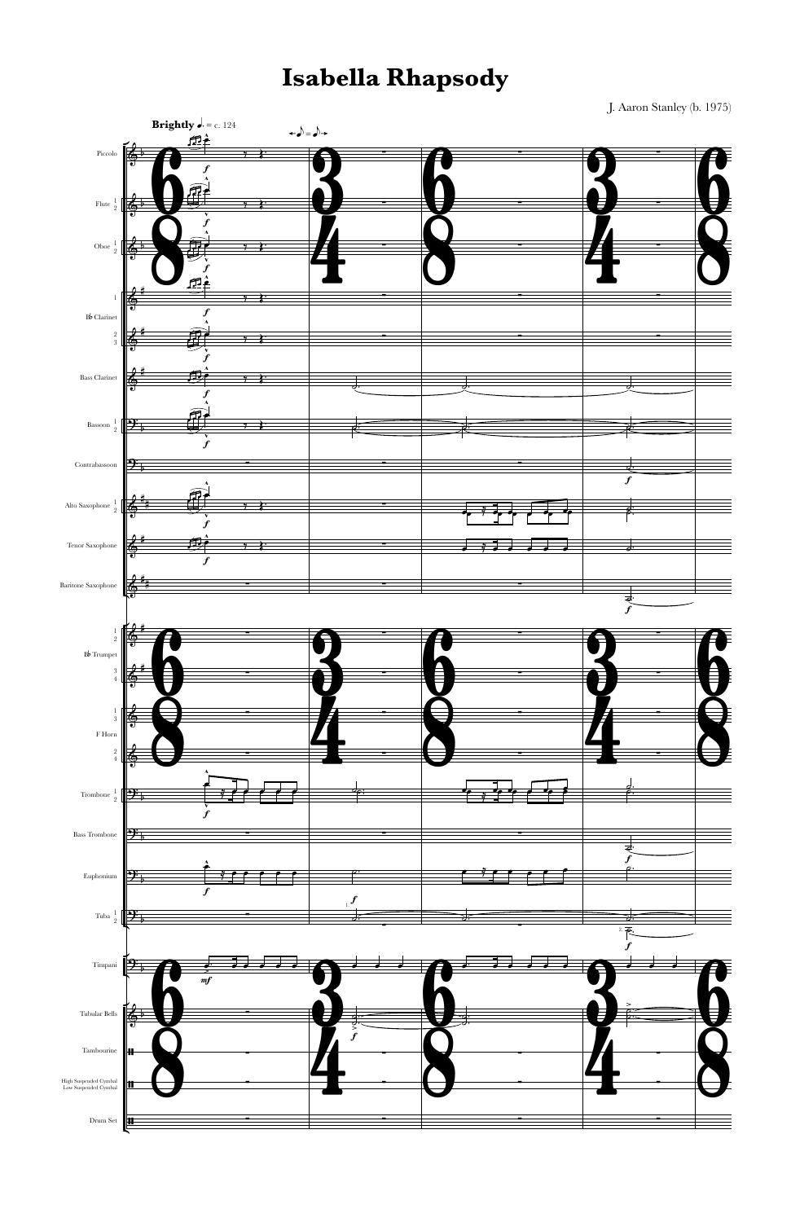# Isabella Rhapsody

J. Aaron Stanley (b. 1975)

**Brightly** ♩. = c. 124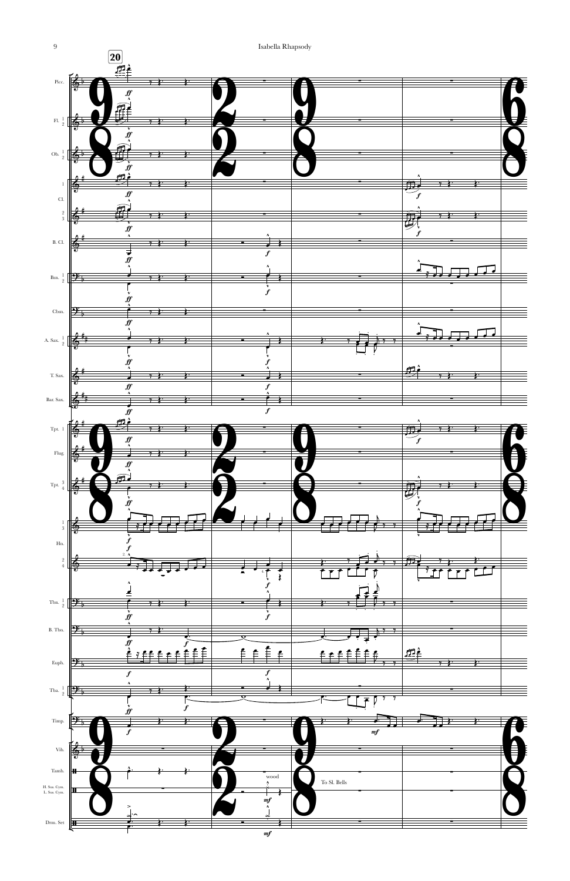**20**

Picc.

Fl. 1 2

Ob. 1 2

Cl. 1, 2 3

B. Cl.

Bsn. 1 2

Cbsn.

A. Sax. 1 2

T. Sax.

Bar. Sax.

Tpt. 1

Flug.

Tpt. 3 4

Hn. 1 3, 2 4

Tbn. 1 2

B. Tbn.

Euph.

Tba. 1 2

Timp.

Vib.

Tamb.

H. Sus. Cym. L. Sus. Cym.

Drm. Set

wood

To Sl. Bells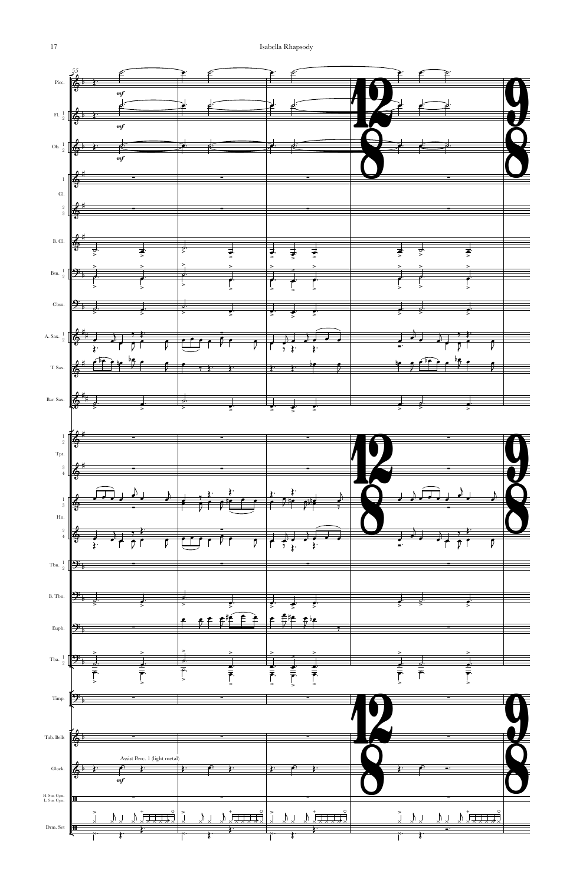Assist Perc. 1 (light metal)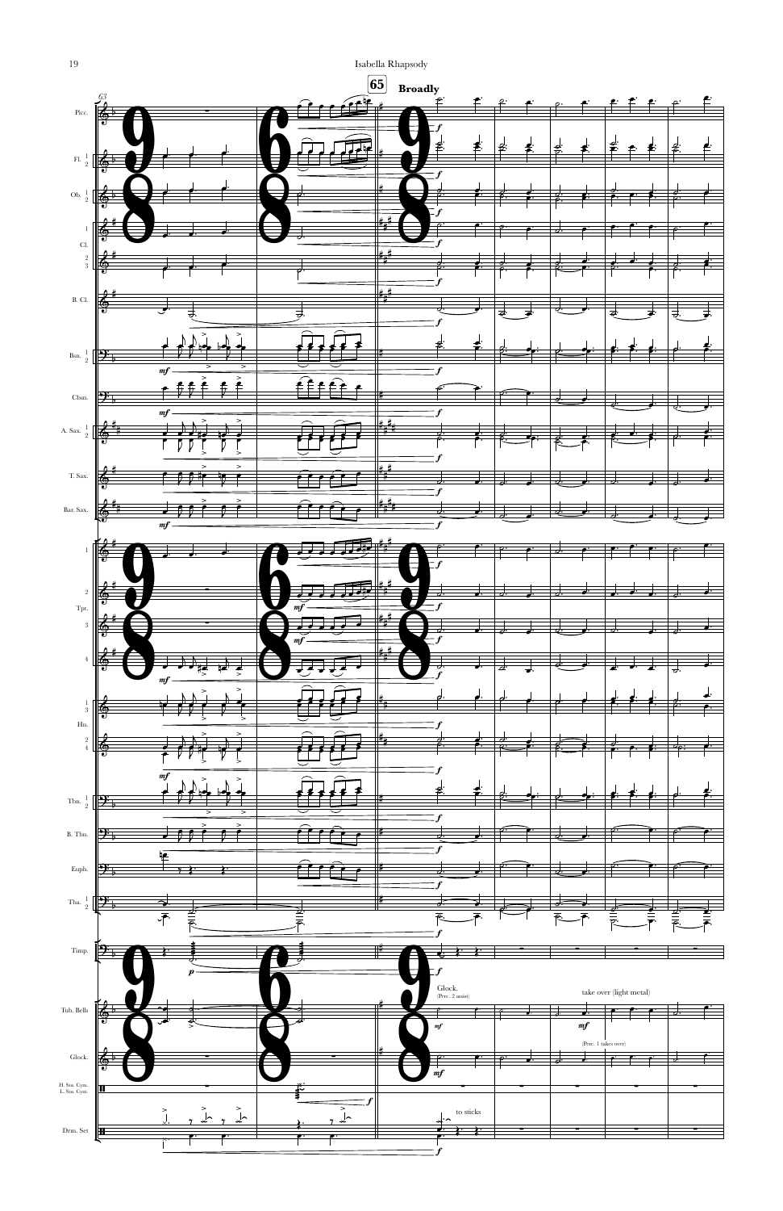65 **Broadly**

Glock. (Perc. 2 assist)

take over (light metal)

(Perc. 1 takes over)

to sticks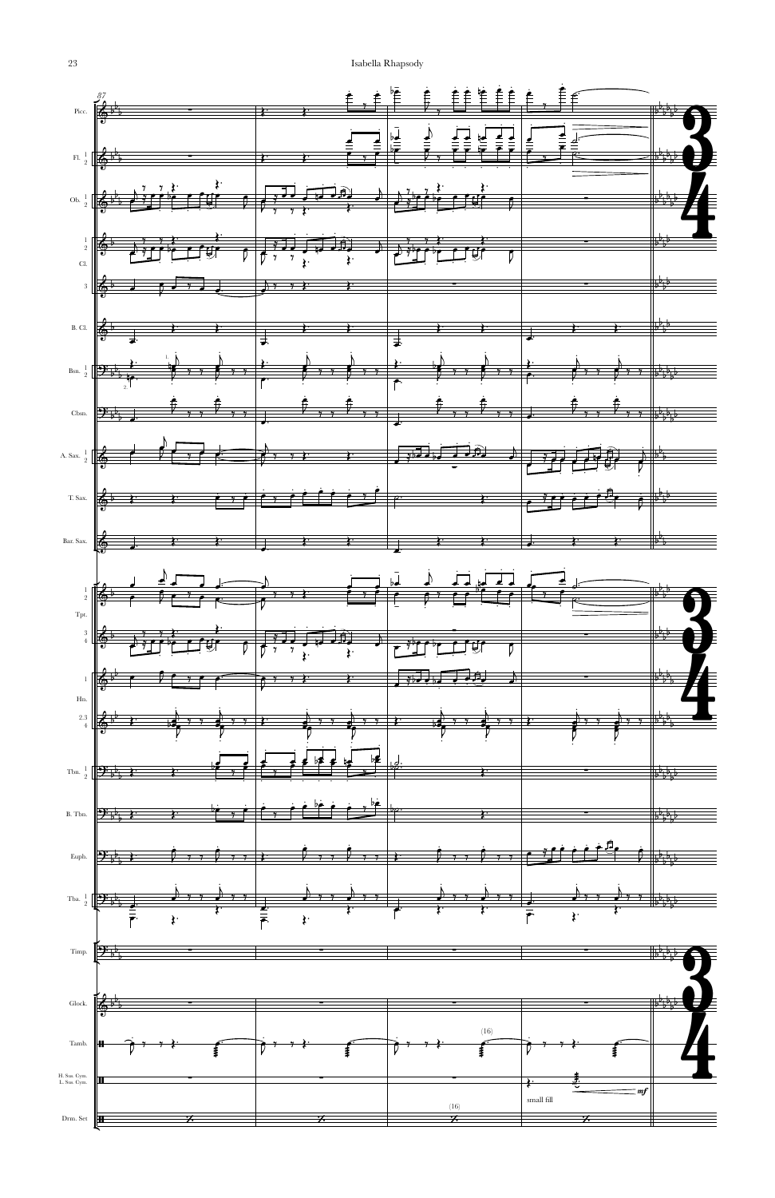87

Picc.

Fl. 1 2

Ob. 1 2

Cl. 1 2

Cl. 3

B. Cl.

Bsn. 1 2

Cbsn.

A. Sax. 1 2

T. Sax.

Bar. Sax.

Tpt. 1 2

Tpt. 3 4

Hn. 1

Hn. 2.3 4

Tbn. 1 2

B. Tbn.

Euph.

Tba. 1 2

Timp.

Glock.

Tamb.

H. Sus. Cym.
L. Sus. Cym.

Drm. Set

(16)

small fill

*mf*

(16)

3
4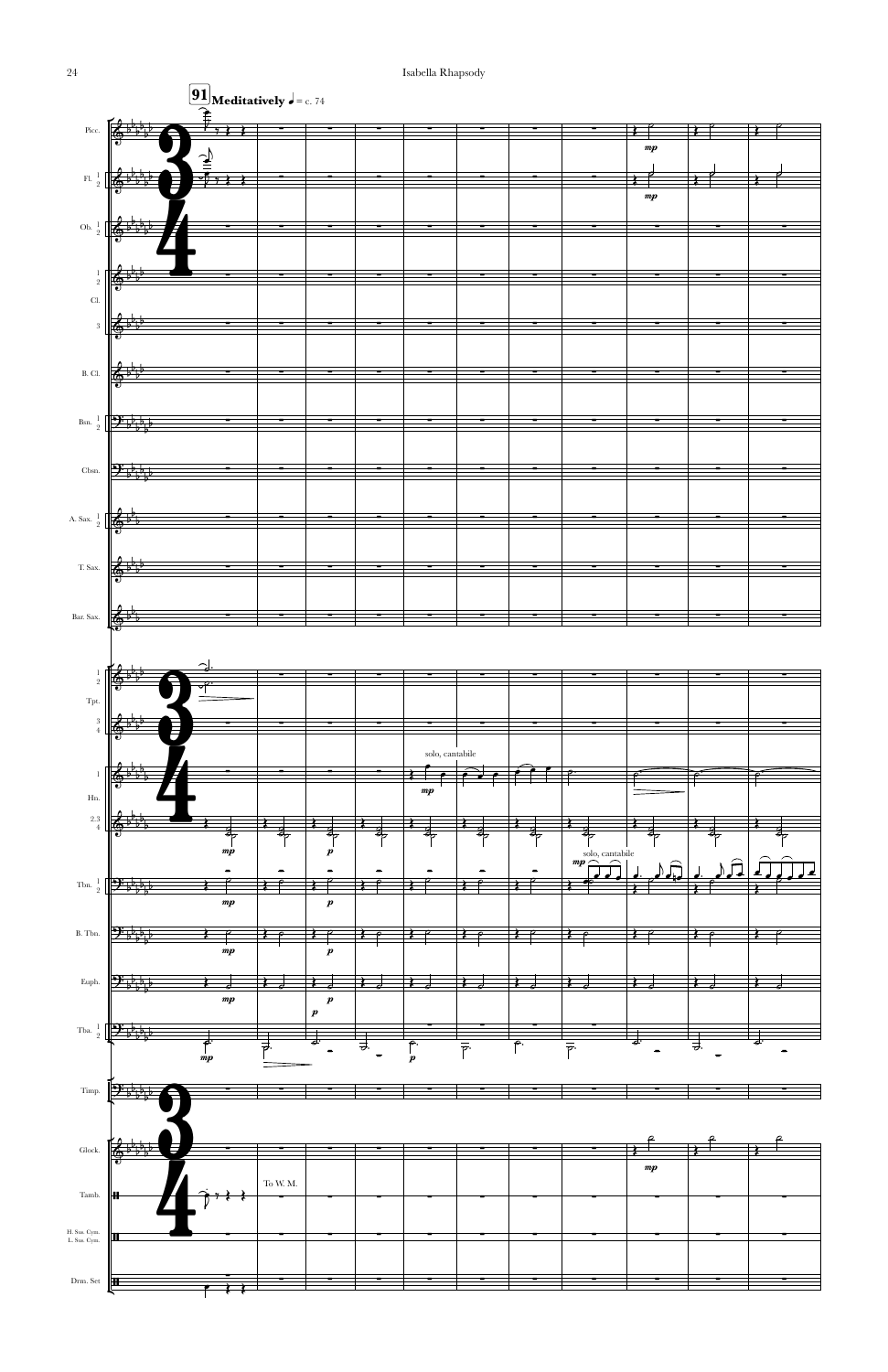**91** **Meditatively** ♩ = c. 74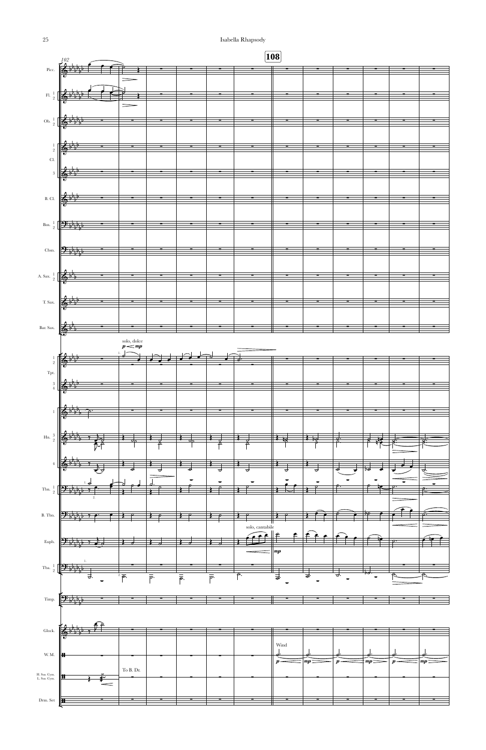102

108

Picc.

Fl. 1 2

Ob. 1 2

Cl. 1 2

Cl. 3

B. Cl.

Bsn. 1 2

Cbsn.

A. Sax. 1 2

T. Sax.

Bar. Sax.

Tpt. 1 2 — solo, dolce *p* < *mp*

Tpt. 3 4

Hn. 1

Hn. 3 2

Hn. 4

Tbn. 1 2

B. Tbn.

Euph. — solo, cantabile *mp*

Tba. 1 2

Timp.

Glock.

W. M. — Wind *p* *mp* *p* *mp* *p* *mp*

H. Sus. Cym. L. Sus. Cym. — To B. Dr.

Drm. Set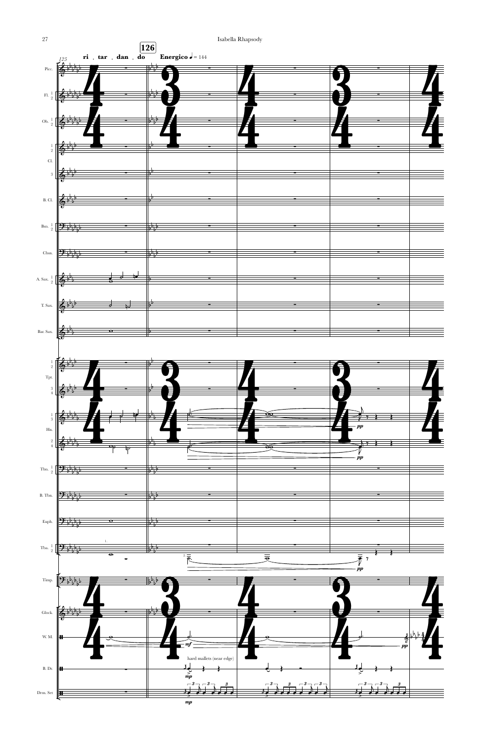125

ri . tar . dan . do

**126**

**Energico** ♩ = 144

Picc.

Fl. 1 2

Ob. 1 2

Cl. 1 2

Cl. 3

B. Cl.

Bsn. 1 2

Cbsn.

A. Sax. 1 2

T. Sax.

Bar. Sax.

Tpt. 1 2

Tpt. 3 4

Hn. 1 3

Hn. 2 4

Tbn. 1 2

B. Tbn.

Euph.

Tba. 1 2

Timp.

Glock.

W. M.

B. Dr.

Drm. Set

hard mallets (near edge)

*pp* *mf* *mp*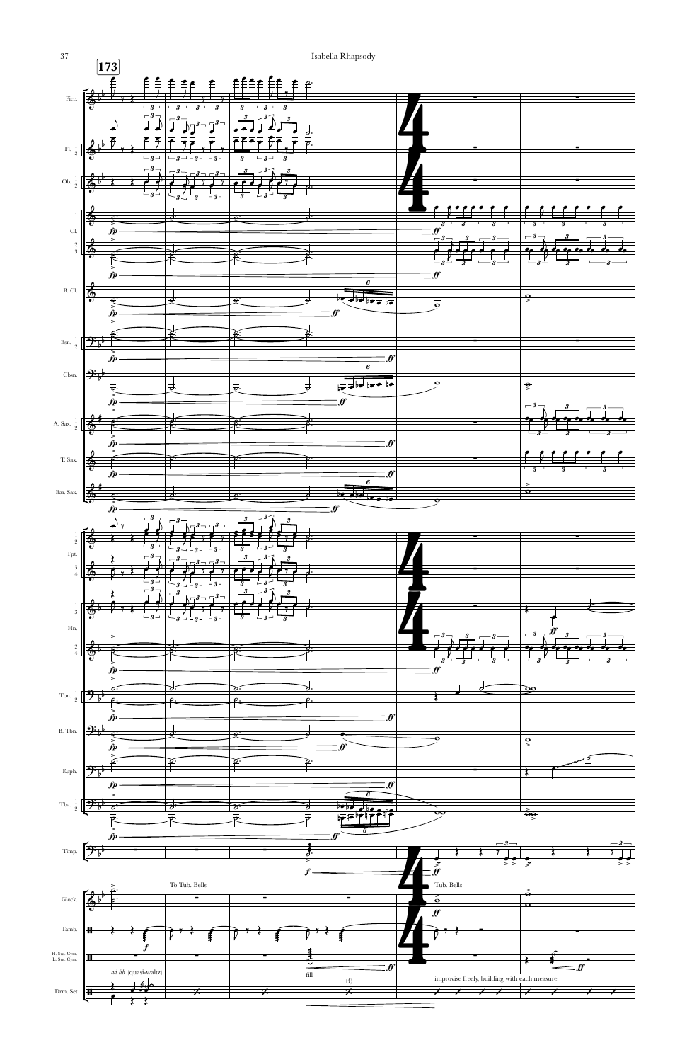173

To Tub. Bells

Tub. Bells

*ad lib.* (quasi-waltz)

fill

improvise freely, building with each measure.